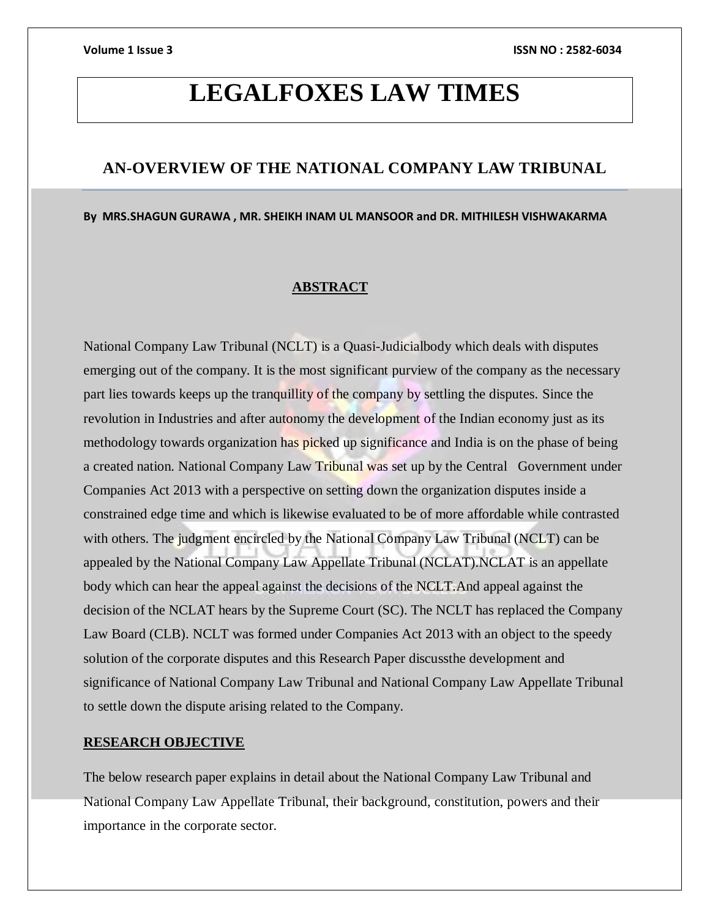# LEGALFOXES LAW TIMES

## AN-OVERVIEW OF THE NATIONAL COMPANY LAW TRIBUNAL

**By MRS.SHAGUN GURAWA , MR. SHEIKH INAM UL MANSOOR and DR. MITHILESH VISHWAKARMA**

### ABSTRACT

National Company Law Tribunal (NCLT) is a Quasi-Judicialbody which deals with disputes emerging out of the company. It is the most significant purview of the company as the necessary part lies towards keeps up the tranquillity of the company by settling the disputes. Since the revolution in Industries and after autonomy the development of the Indian economy just as its methodology towards organization has picked up significance and India is on the phase of being a created nation. National Company Law Tribunal was set up by the Central Government under Companies Act 2013 with a perspective on setting down the organization disputes inside a constrained edge time and which is likewise evaluated to be of more affordable while contrasted with others. The judgment encircled by the National Company Law Tribunal (NCLT) can be appealed by the National Company Law Appellate Tribunal (NCLAT).NCLAT is an appellate body which can hear the appeal against the decisions of the NCLT.And appeal against the decision of the NCLAT hears by the Supreme Court (SC). The NCLT has replaced the Company Law Board (CLB). NCLT was formed under Companies Act 2013 with an object to the speedy solution of the corporate disputes and this Research Paper discussthe development and significance of National Company Law Tribunal and National Company Law Appellate Tribunal to settle down the dispute arising related to the Company.

### RESEARCH OBJECTIVE

The below research paper explains in detail about the National Company Law Tribunal and National Company Law Appellate Tribunal, their background, constitution, powers and their importance in the corporate sector.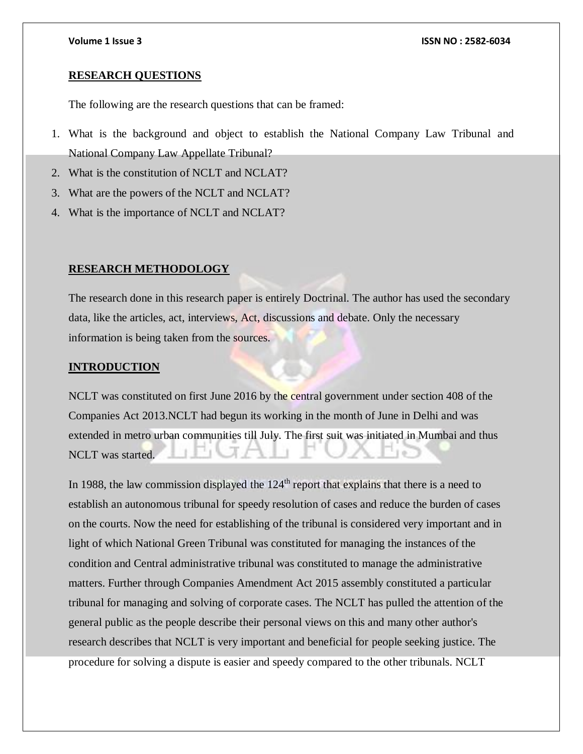## RESEARCH QUESTIONS

The following are the research questions that can be framed:

1. What is the background and object to establish the National Company Law Tribunal and National Company Law Appellate Tribunal?
2. What is the constitution of NCLT and NCLAT?
3. What are the powers of the NCLT and NCLAT?
4. What is the importance of NCLT and NCLAT?

## RESEARCH METHODOLOGY

The research done in this research paper is entirely Doctrinal. The author has used the secondary data, like the articles, act, interviews, Act, discussions and debate. Only the necessary information is being taken from the sources.

## INTRODUCTION

NCLT was constituted on first June 2016 by the central government under section 408 of the Companies Act 2013.NCLT had begun its working in the month of June in Delhi and was extended in metro urban communities till July. The first suit was initiated in Mumbai and thus NCLT was started.

In 1988, the law commission displayed the 124th report that explains that there is a need to establish an autonomous tribunal for speedy resolution of cases and reduce the burden of cases on the courts. Now the need for establishing of the tribunal is considered very important and in light of which National Green Tribunal was constituted for managing the instances of the condition and Central administrative tribunal was constituted to manage the administrative matters. Further through Companies Amendment Act 2015 assembly constituted a particular tribunal for managing and solving of corporate cases. The NCLT has pulled the attention of the general public as the people describe their personal views on this and many other author's research describes that NCLT is very important and beneficial for people seeking justice. The procedure for solving a dispute is easier and speedy compared to the other tribunals. NCLT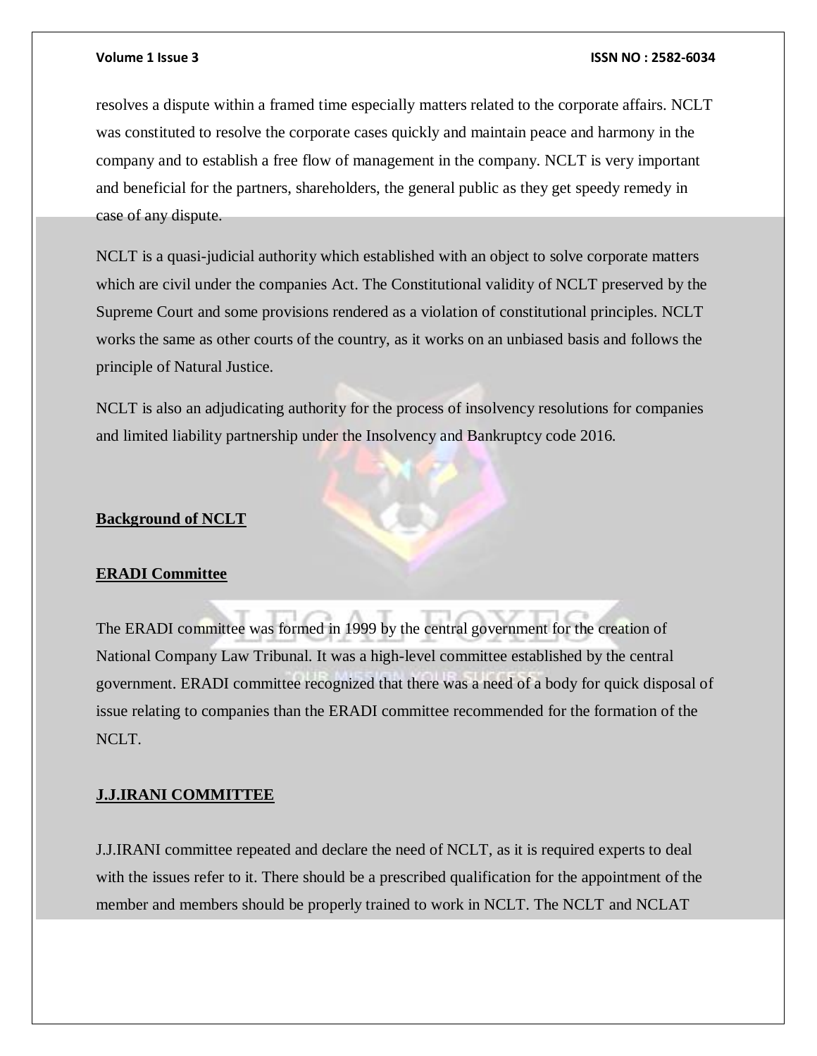resolves a dispute within a framed time especially matters related to the corporate affairs. NCLT was constituted to resolve the corporate cases quickly and maintain peace and harmony in the company and to establish a free flow of management in the company. NCLT is very important and beneficial for the partners, shareholders, the general public as they get speedy remedy in case of any dispute.

NCLT is a quasi-judicial authority which established with an object to solve corporate matters which are civil under the companies Act. The Constitutional validity of NCLT preserved by the Supreme Court and some provisions rendered as a violation of constitutional principles. NCLT works the same as other courts of the country, as it works on an unbiased basis and follows the principle of Natural Justice.

NCLT is also an adjudicating authority for the process of insolvency resolutions for companies and limited liability partnership under the Insolvency and Bankruptcy code 2016.

## Background of NCLT

### ERADI Committee

The ERADI committee was formed in 1999 by the central government for the creation of National Company Law Tribunal. It was a high-level committee established by the central government. ERADI committee recognized that there was a need of a body for quick disposal of issue relating to companies than the ERADI committee recommended for the formation of the NCLT.

### J.J.IRANI COMMITTEE

J.J.IRANI committee repeated and declare the need of NCLT, as it is required experts to deal with the issues refer to it. There should be a prescribed qualification for the appointment of the member and members should be properly trained to work in NCLT. The NCLT and NCLAT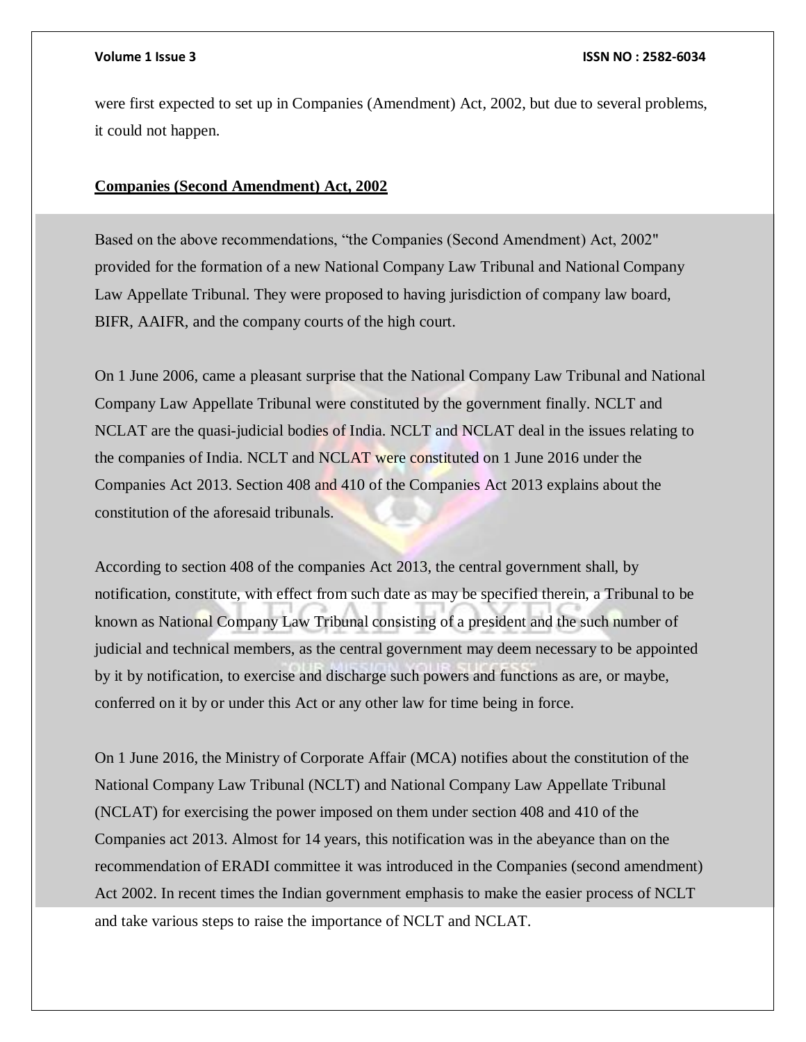were first expected to set up in Companies (Amendment) Act, 2002, but due to several problems, it could not happen.

**Companies (Second Amendment) Act, 2002**

Based on the above recommendations, "the Companies (Second Amendment) Act, 2002" provided for the formation of a new National Company Law Tribunal and National Company Law Appellate Tribunal. They were proposed to having jurisdiction of company law board, BIFR, AAIFR, and the company courts of the high court.

On 1 June 2006, came a pleasant surprise that the National Company Law Tribunal and National Company Law Appellate Tribunal were constituted by the government finally. NCLT and NCLAT are the quasi-judicial bodies of India. NCLT and NCLAT deal in the issues relating to the companies of India. NCLT and NCLAT were constituted on 1 June 2016 under the Companies Act 2013. Section 408 and 410 of the Companies Act 2013 explains about the constitution of the aforesaid tribunals.

According to section 408 of the companies Act 2013, the central government shall, by notification, constitute, with effect from such date as may be specified therein, a Tribunal to be known as National Company Law Tribunal consisting of a president and the such number of judicial and technical members, as the central government may deem necessary to be appointed by it by notification, to exercise and discharge such powers and functions as are, or maybe, conferred on it by or under this Act or any other law for time being in force.

On 1 June 2016, the Ministry of Corporate Affair (MCA) notifies about the constitution of the National Company Law Tribunal (NCLT) and National Company Law Appellate Tribunal (NCLAT) for exercising the power imposed on them under section 408 and 410 of the Companies act 2013. Almost for 14 years, this notification was in the abeyance than on the recommendation of ERADI committee it was introduced in the Companies (second amendment) Act 2002. In recent times the Indian government emphasis to make the easier process of NCLT and take various steps to raise the importance of NCLT and NCLAT.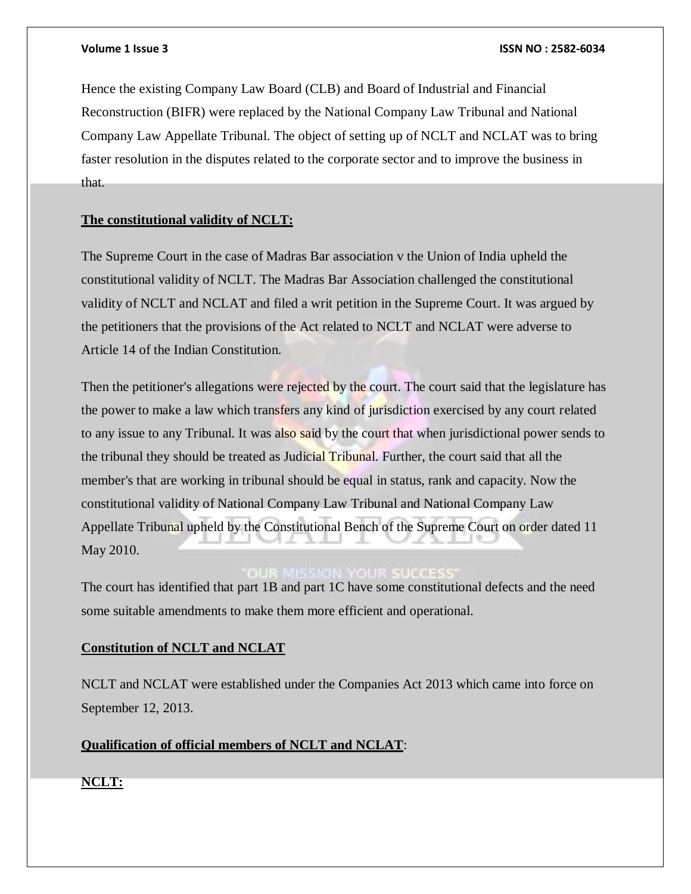Hence the existing Company Law Board (CLB) and Board of Industrial and Financial Reconstruction (BIFR) were replaced by the National Company Law Tribunal and National Company Law Appellate Tribunal. The object of setting up of NCLT and NCLAT was to bring faster resolution in the disputes related to the corporate sector and to improve the business in that.

**The constitutional validity of NCLT:**

The Supreme Court in the case of Madras Bar association v the Union of India upheld the constitutional validity of NCLT. The Madras Bar Association challenged the constitutional validity of NCLT and NCLAT and filed a writ petition in the Supreme Court. It was argued by the petitioners that the provisions of the Act related to NCLT and NCLAT were adverse to Article 14 of the Indian Constitution.

Then the petitioner's allegations were rejected by the court. The court said that the legislature has the power to make a law which transfers any kind of jurisdiction exercised by any court related to any issue to any Tribunal. It was also said by the court that when jurisdictional power sends to the tribunal they should be treated as Judicial Tribunal. Further, the court said that all the member's that are working in tribunal should be equal in status, rank and capacity. Now the constitutional validity of National Company Law Tribunal and National Company Law Appellate Tribunal upheld by the Constitutional Bench of the Supreme Court on order dated 11 May 2010.

The court has identified that part 1B and part 1C have some constitutional defects and the need some suitable amendments to make them more efficient and operational.

**Constitution of NCLT and NCLAT**

NCLT and NCLAT were established under the Companies Act 2013 which came into force on September 12, 2013.

**Qualification of official members of NCLT and NCLAT**:

**NCLT:**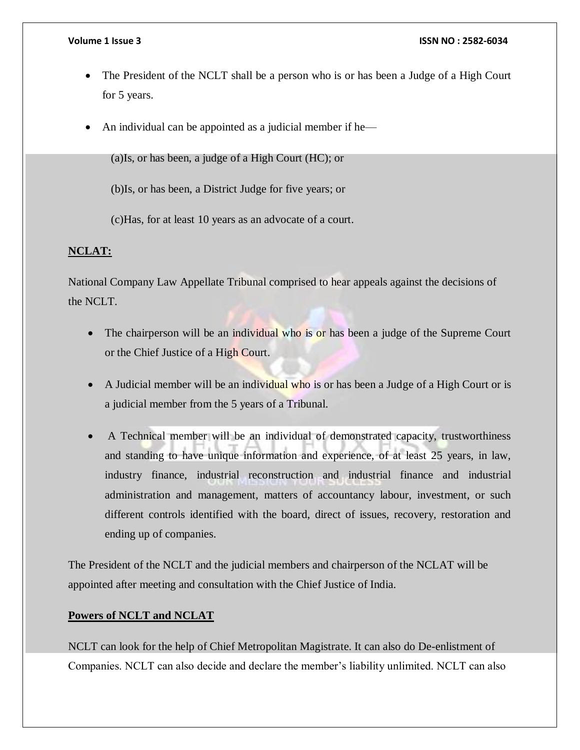- The President of the NCLT shall be a person who is or has been a Judge of a High Court for 5 years.
- An individual can be appointed as a judicial member if he—

  (a)Is, or has been, a judge of a High Court (HC); or

  (b)Is, or has been, a District Judge for five years; or

  (c)Has, for at least 10 years as an advocate of a court.

**NCLAT:**

National Company Law Appellate Tribunal comprised to hear appeals against the decisions of the NCLT.

- The chairperson will be an individual who is or has been a judge of the Supreme Court or the Chief Justice of a High Court.
- A Judicial member will be an individual who is or has been a Judge of a High Court or is a judicial member from the 5 years of a Tribunal.
- A Technical member will be an individual of demonstrated capacity, trustworthiness and standing to have unique information and experience, of at least 25 years, in law, industry finance, industrial reconstruction and industrial finance and industrial administration and management, matters of accountancy labour, investment, or such different controls identified with the board, direct of issues, recovery, restoration and ending up of companies.

The President of the NCLT and the judicial members and chairperson of the NCLAT will be appointed after meeting and consultation with the Chief Justice of India.

**Powers of NCLT and NCLAT**

NCLT can look for the help of Chief Metropolitan Magistrate. It can also do De-enlistment of Companies. NCLT can also decide and declare the member's liability unlimited. NCLT can also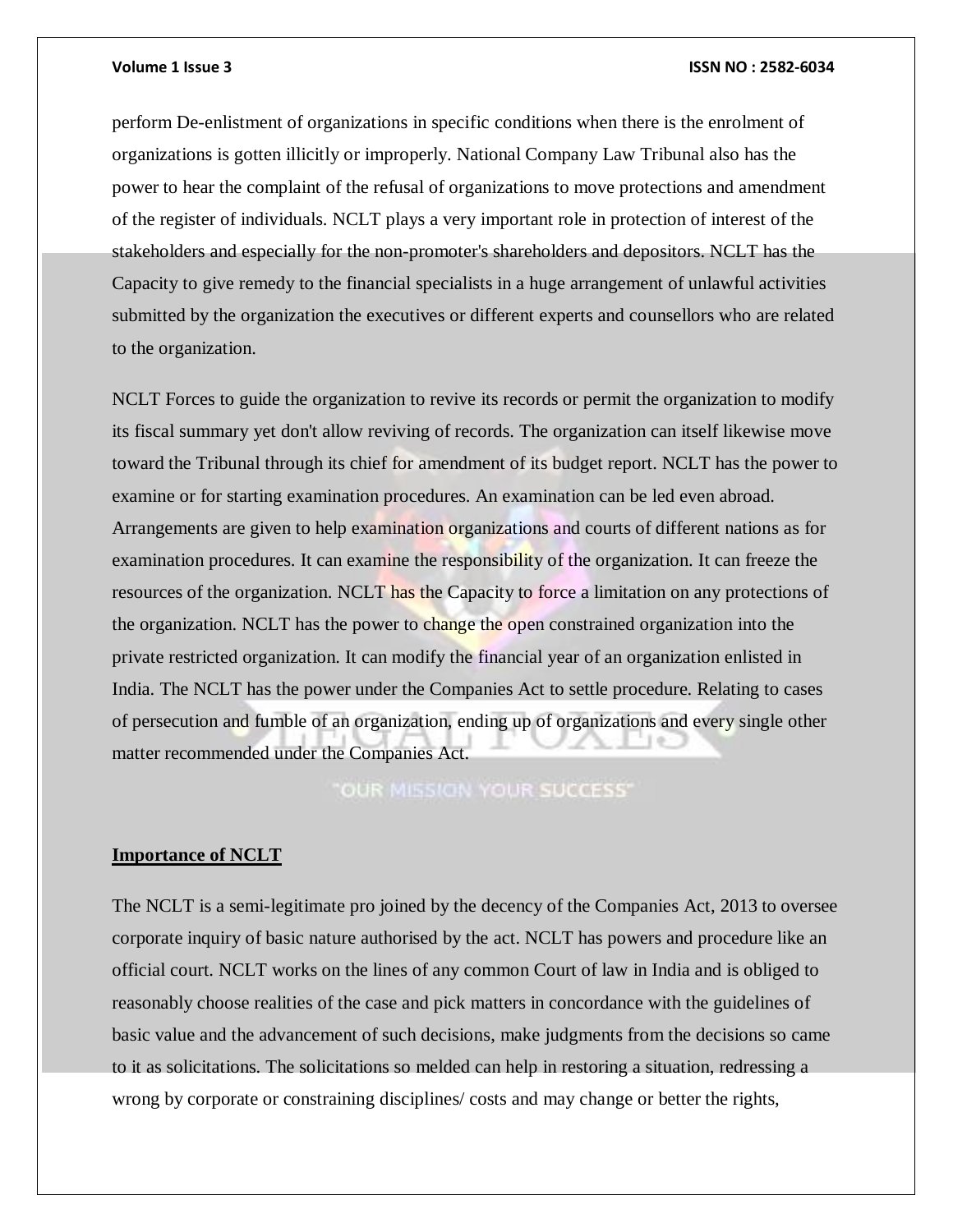perform De-enlistment of organizations in specific conditions when there is the enrolment of organizations is gotten illicitly or improperly. National Company Law Tribunal also has the power to hear the complaint of the refusal of organizations to move protections and amendment of the register of individuals. NCLT plays a very important role in protection of interest of the stakeholders and especially for the non-promoter's shareholders and depositors. NCLT has the Capacity to give remedy to the financial specialists in a huge arrangement of unlawful activities submitted by the organization the executives or different experts and counsellors who are related to the organization.

NCLT Forces to guide the organization to revive its records or permit the organization to modify its fiscal summary yet don't allow reviving of records. The organization can itself likewise move toward the Tribunal through its chief for amendment of its budget report. NCLT has the power to examine or for starting examination procedures. An examination can be led even abroad. Arrangements are given to help examination organizations and courts of different nations as for examination procedures. It can examine the responsibility of the organization. It can freeze the resources of the organization. NCLT has the Capacity to force a limitation on any protections of the organization. NCLT has the power to change the open constrained organization into the private restricted organization. It can modify the financial year of an organization enlisted in India. The NCLT has the power under the Companies Act to settle procedure. Relating to cases of persecution and fumble of an organization, ending up of organizations and every single other matter recommended under the Companies Act.

**Importance of NCLT**

The NCLT is a semi-legitimate pro joined by the decency of the Companies Act, 2013 to oversee corporate inquiry of basic nature authorised by the act. NCLT has powers and procedure like an official court. NCLT works on the lines of any common Court of law in India and is obliged to reasonably choose realities of the case and pick matters in concordance with the guidelines of basic value and the advancement of such decisions, make judgments from the decisions so came to it as solicitations. The solicitations so melded can help in restoring a situation, redressing a wrong by corporate or constraining disciplines/ costs and may change or better the rights,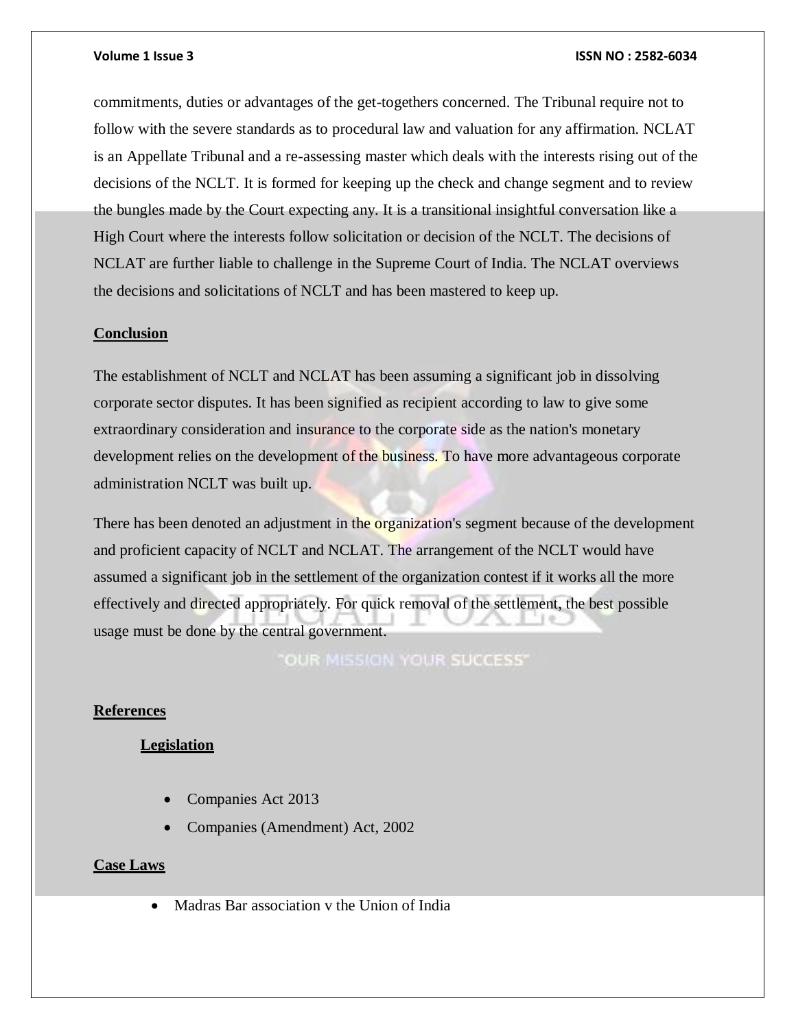commitments, duties or advantages of the get-togethers concerned. The Tribunal require not to follow with the severe standards as to procedural law and valuation for any affirmation. NCLAT is an Appellate Tribunal and a re-assessing master which deals with the interests rising out of the decisions of the NCLT. It is formed for keeping up the check and change segment and to review the bungles made by the Court expecting any. It is a transitional insightful conversation like a High Court where the interests follow solicitation or decision of the NCLT. The decisions of NCLAT are further liable to challenge in the Supreme Court of India. The NCLAT overviews the decisions and solicitations of NCLT and has been mastered to keep up.

## Conclusion

The establishment of NCLT and NCLAT has been assuming a significant job in dissolving corporate sector disputes. It has been signified as recipient according to law to give some extraordinary consideration and insurance to the corporate side as the nation's monetary development relies on the development of the business. To have more advantageous corporate administration NCLT was built up.

There has been denoted an adjustment in the organization's segment because of the development and proficient capacity of NCLT and NCLAT. The arrangement of the NCLT would have assumed a significant job in the settlement of the organization contest if it works all the more effectively and directed appropriately. For quick removal of the settlement, the best possible usage must be done by the central government.

## References

### Legislation

- Companies Act 2013
- Companies (Amendment) Act, 2002

### Case Laws

- Madras Bar association v the Union of India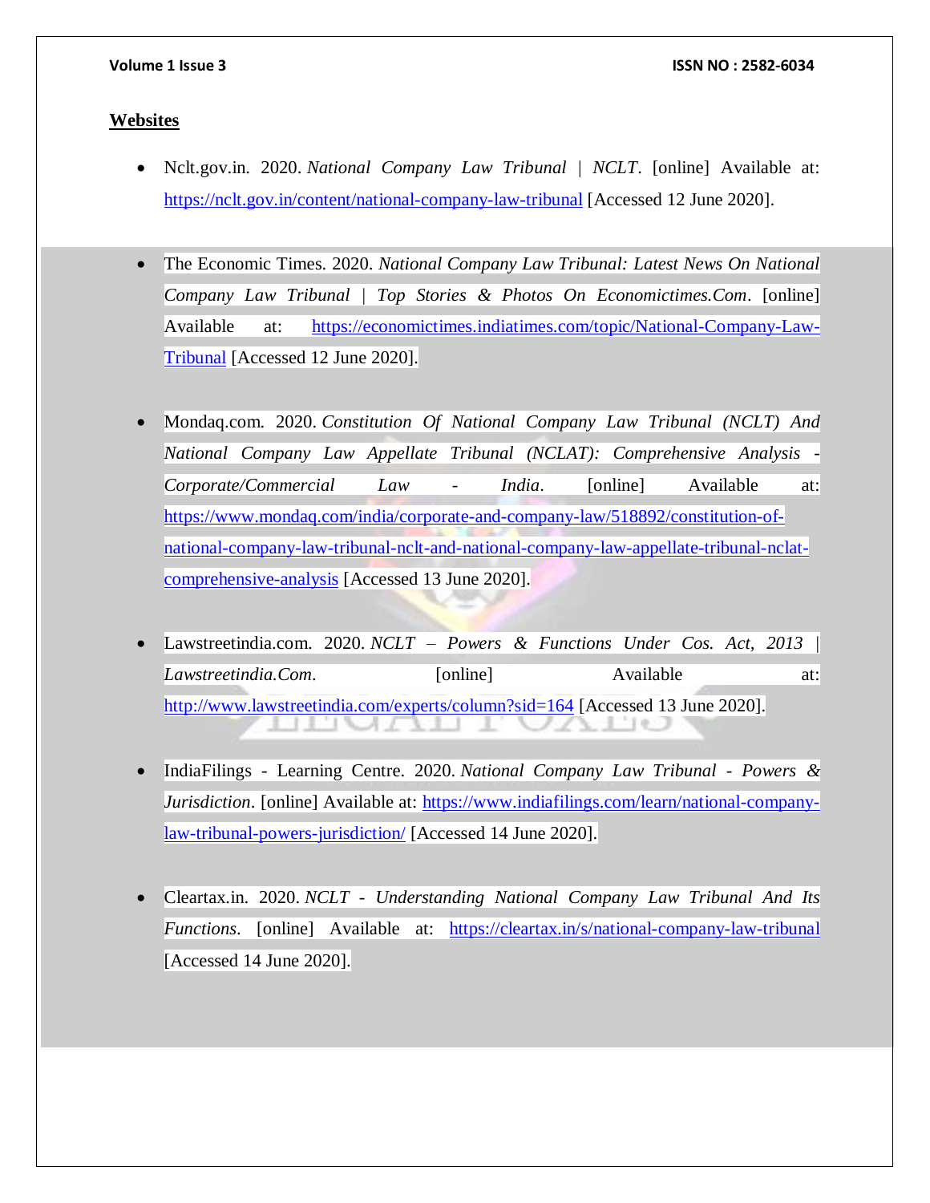**Websites**

- Nclt.gov.in. 2020. *National Company Law Tribunal | NCLT*. [online] Available at: https://nclt.gov.in/content/national-company-law-tribunal [Accessed 12 June 2020].

- The Economic Times. 2020. *National Company Law Tribunal: Latest News On National Company Law Tribunal | Top Stories & Photos On Economictimes.Com*. [online] Available at: https://economictimes.indiatimes.com/topic/National-Company-Law-Tribunal [Accessed 12 June 2020].

- Mondaq.com. 2020. *Constitution Of National Company Law Tribunal (NCLT) And National Company Law Appellate Tribunal (NCLAT): Comprehensive Analysis - Corporate/Commercial Law - India*. [online] Available at: https://www.mondaq.com/india/corporate-and-company-law/518892/constitution-of-national-company-law-tribunal-nclt-and-national-company-law-appellate-tribunal-nclat-comprehensive-analysis [Accessed 13 June 2020].

- Lawstreetindia.com. 2020. *NCLT – Powers & Functions Under Cos. Act, 2013 | Lawstreetindia.Com*. [online] Available at: http://www.lawstreetindia.com/experts/column?sid=164 [Accessed 13 June 2020].

- IndiaFilings - Learning Centre. 2020. *National Company Law Tribunal - Powers & Jurisdiction*. [online] Available at: https://www.indiafilings.com/learn/national-company-law-tribunal-powers-jurisdiction/ [Accessed 14 June 2020].

- Cleartax.in. 2020. *NCLT - Understanding National Company Law Tribunal And Its Functions*. [online] Available at: https://cleartax.in/s/national-company-law-tribunal [Accessed 14 June 2020].